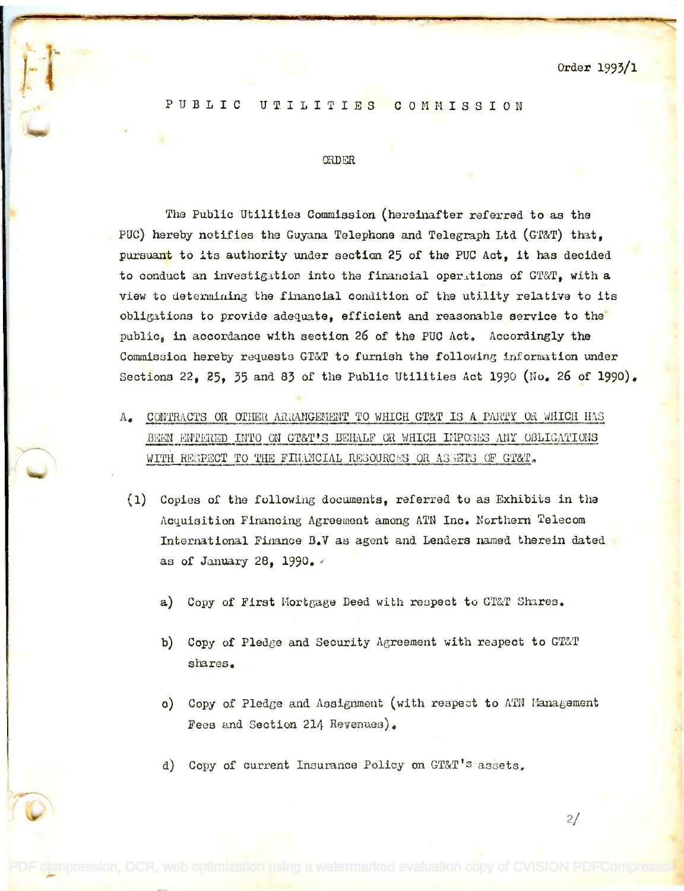Order 1993/1

# P U B L I C   U T I L I T I E S   C O M M I S S I O N

## ORDER

The Public Utilities Commission (hereinafter referred to as the PUC) hereby notifies the Guyana Telephone and Telegraph Ltd (GT&T) that, pursuant to its authority under section 25 of the PUC Act, it has decided to conduct an investigation into the financial operations of GT&T, with a view to determining the financial condition of the utility relative to its obligations to provide adequate, efficient and reasonable service to the public, in accordance with section 26 of the PUC Act. Accordingly the Commission hereby requests GT&T to furnish the following information under Sections 22, 25, 35 and 83 of the Public Utilities Act 1990 (No. 26 of 1990).

A. CONTRACTS OR OTHER ARRANGEMENT TO WHICH GT&T IS A PARTY OR WHICH HAS BEEN ENTERED INTO ON GT&T'S BEHALF OR WHICH IMPOSES ANY OBLIGATIONS WITH RESPECT TO THE FINANCIAL RESOURCES OR ASSETS OF GT&T.

(1) Copies of the following documents, referred to as Exhibits in the Acquisition Financing Agreement among ATN Inc. Northern Telecom International Finance B.V as agent and Lenders named therein dated as of January 28, 1990.

a) Copy of First Mortgage Deed with respect to GT&T Shares.

b) Copy of Pledge and Security Agreement with respect to GT&T shares.

c) Copy of Pledge and Assignment (with respect to ATN Management Fees and Section 214 Revenues).

d) Copy of current Insurance Policy on GT&T's assets.

2/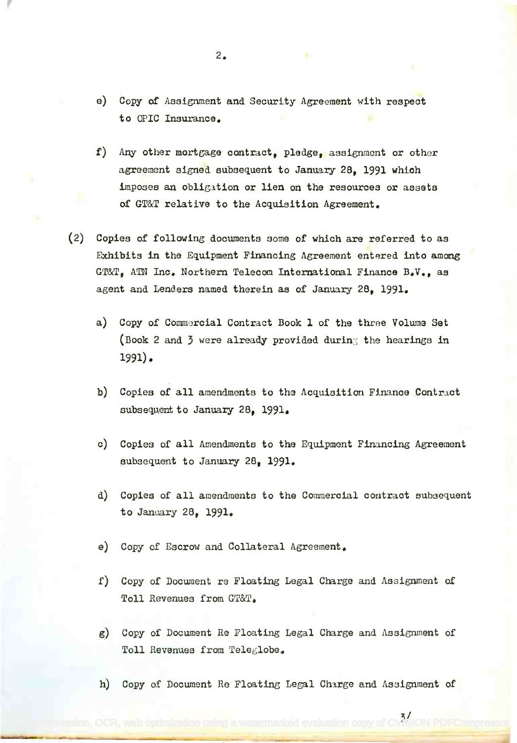e) Copy of Assignment and Security Agreement with respect to OPIC Insurance.

f) Any other mortgage contract, pledge, assignment or other agreement signed subsequent to January 28, 1991 which imposes an obligation or lien on the resources or assets of GT&T relative to the Acquisition Agreement.

(2) Copies of following documents some of which are referred to as Exhibits in the Equipment Financing Agreement entered into among GT&T, ATN Inc. Northern Telecom International Finance B.V., as agent and Lenders named therein as of January 28, 1991.

a) Copy of Commercial Contract Book 1 of the three Volume Set (Book 2 and 3 were already provided during the hearings in 1991).

b) Copies of all amendments to the Acquisition Finance Contract subsequent to January 28, 1991.

c) Copies of all Amendments to the Equipment Financing Agreement subsequent to January 28, 1991.

d) Copies of all amendments to the Commercial contract subsequent to January 28, 1991.

e) Copy of Escrow and Collateral Agreement.

f) Copy of Document re Floating Legal Charge and Assignment of Toll Revenues from GT&T.

g) Copy of Document Re Floating Legal Charge and Assignment of Toll Revenues from Teleglobe.

h) Copy of Document Re Floating Legal Charge and Assignment of

3/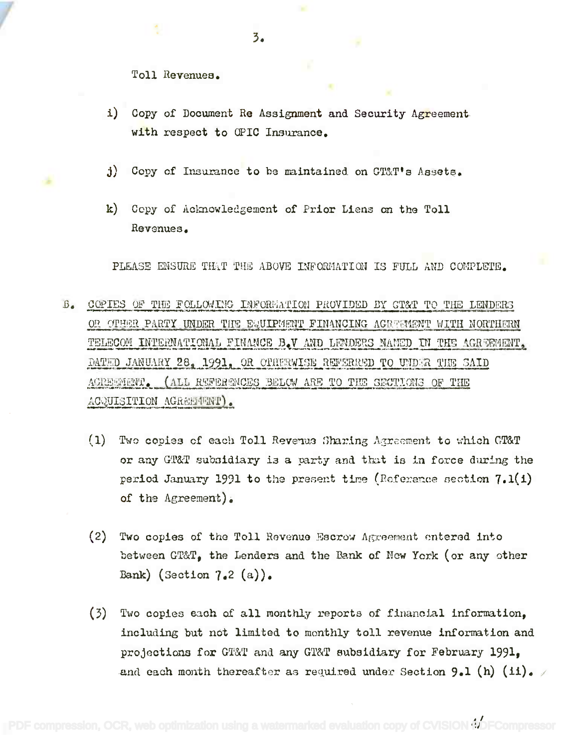Toll Revenues.

i) Copy of Document Re Assignment and Security Agreement with respect to OPIC Insurance.

j) Copy of Insurance to be maintained on GT&T's Assets.

k) Copy of Acknowledgement of Prior Liens on the Toll Revenues.

PLEASE ENSURE THAT THE ABOVE INFORMATION IS FULL AND COMPLETE.

B. <u>COPIES OF THE FOLLOWING INFORMATION PROVIDED BY GT&T TO THE LENDERS OR OTHER PARTY UNDER THE EQUIPMENT FINANCING AGREEMENT WITH NORTHERN TELECOM INTERNATIONAL FINANCE B.V AND LENDERS NAMED IN THE AGREEMENT, DATED JANUARY 28, 1991, OR OTHERWISE REFERRED TO UNDER THE SAID AGREEMENT. (ALL REFERENCES BELOW ARE TO THE SECTIONS OF THE ACQUISITION AGREEMENT).</u>

(1) Two copies of each Toll Revenue Sharing Agreement to which GT&T or any GT&T subsidiary is a party and that is in force during the period January 1991 to the present time (Reference section 7.1(i) of the Agreement).

(2) Two copies of the Toll Revenue Escrow Agreement entered into between GT&T, the Lenders and the Bank of New York (or any other Bank) (Section 7.2 (a)).

(3) Two copies each of all monthly reports of financial information, including but not limited to monthly toll revenue information and projections for GT&T and any GT&T subsidiary for February 1991, and each month thereafter as required under Section 9.1 (h) (ii).

4/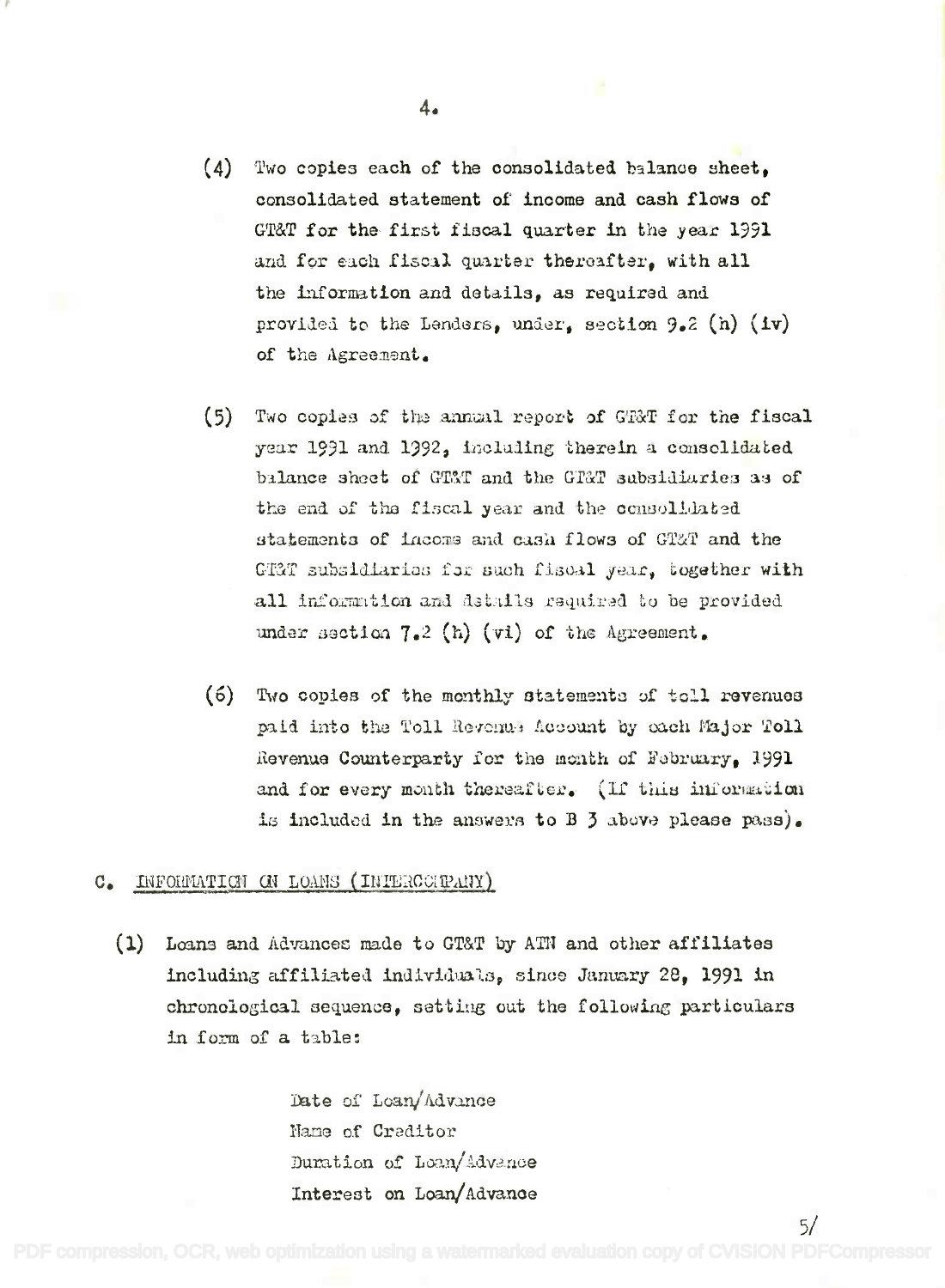(4) Two copies each of the consolidated balance sheet, consolidated statement of income and cash flows of GT&T for the first fiscal quarter in the year 1991 and for each fiscal quarter thereafter, with all the information and details, as required and provided to the Lenders, under, section 9.2 (h) (iv) of the Agreement.

(5) Two copies of the annual report of GT&T for the fiscal year 1991 and 1992, including therein a consolidated balance sheet of GT&T and the GT&T subsidiaries as of the end of the fiscal year and the consolidated statements of income and cash flows of GT&T and the GT&T subsidiaries for such fiscal year, together with all information and details required to be provided under section 7.2 (h) (vi) of the Agreement.

(6) Two copies of the monthly statements of toll revenues paid into the Toll Revenue Account by each Major Toll Revenue Counterparty for the month of February, 1991 and for every month thereafter. (If this information is included in the answers to B 3 above please pass).

C. INFORMATION ON LOANS (INTERCOMPANY)

(1) Loans and Advances made to GT&T by ATN and other affiliates including affiliated individuals, since January 28, 1991 in chronological sequence, setting out the following particulars in form of a table:

Date of Loan/Advance
Name of Creditor
Duration of Loan/Advance
Interest on Loan/Advance

5/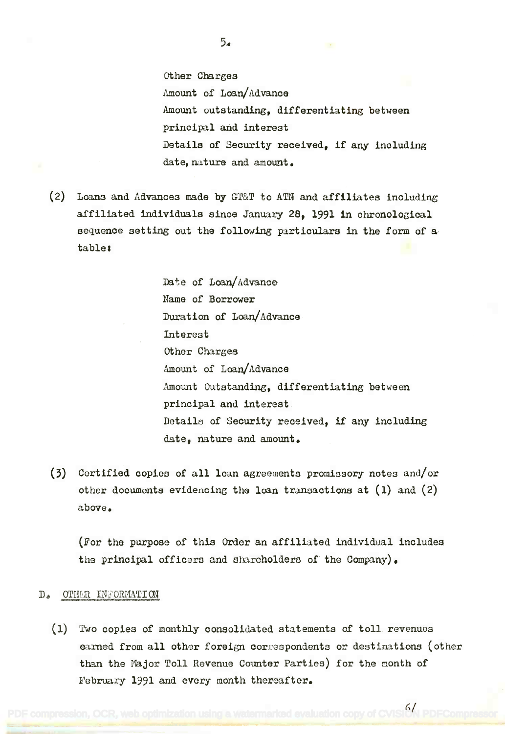Other Charges
Amount of Loan/Advance
Amount outstanding, differentiating between principal and interest
Details of Security received, if any including date, nature and amount.

(2) Loans and Advances made by GT&T to ATN and affiliates including affiliated individuals since January 28, 1991 in chronological sequence setting out the following particulars in the form of a table:

Date of Loan/Advance
Name of Borrower
Duration of Loan/Advance
Interest
Other Charges
Amount of Loan/Advance
Amount Outstanding, differentiating between principal and interest
Details of Security received, if any including date, nature and amount.

(3) Certified copies of all loan agreements promissory notes and/or other documents evidencing the loan transactions at (1) and (2) above.

(For the purpose of this Order an affiliated individual includes the principal officers and shareholders of the Company).

D. OTHER INFORMATION

(1) Two copies of monthly consolidated statements of toll revenues earned from all other foreign correspondents or destinations (other than the Major Toll Revenue Counter Parties) for the month of February 1991 and every month thereafter.

6/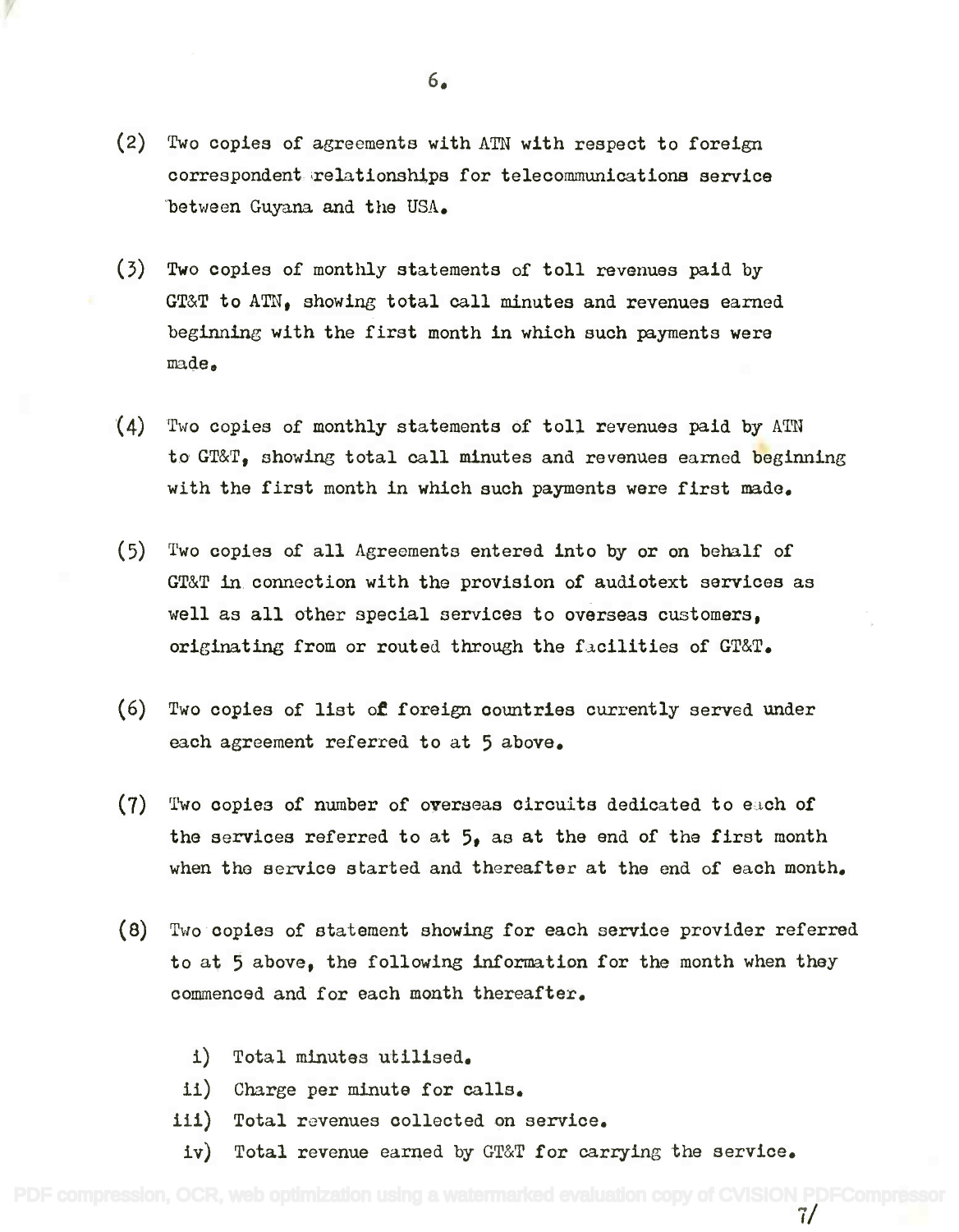(2) Two copies of agreements with ATN with respect to foreign correspondent relationships for telecommunications service between Guyana and the USA.

(3) Two copies of monthly statements of toll revenues paid by GT&T to ATN, showing total call minutes and revenues earned beginning with the first month in which such payments were made.

(4) Two copies of monthly statements of toll revenues paid by ATN to GT&T, showing total call minutes and revenues earned beginning with the first month in which such payments were first made.

(5) Two copies of all Agreements entered into by or on behalf of GT&T in connection with the provision of audiotext services as well as all other special services to overseas customers, originating from or routed through the facilities of GT&T.

(6) Two copies of list of foreign countries currently served under each agreement referred to at 5 above.

(7) Two copies of number of overseas circuits dedicated to each of the services referred to at 5, as at the end of the first month when the service started and thereafter at the end of each month.

(8) Two copies of statement showing for each service provider referred to at 5 above, the following information for the month when they commenced and for each month thereafter.

  i) Total minutes utilised.
  ii) Charge per minute for calls.
  iii) Total revenues collected on service.
  iv) Total revenue earned by GT&T for carrying the service.

7/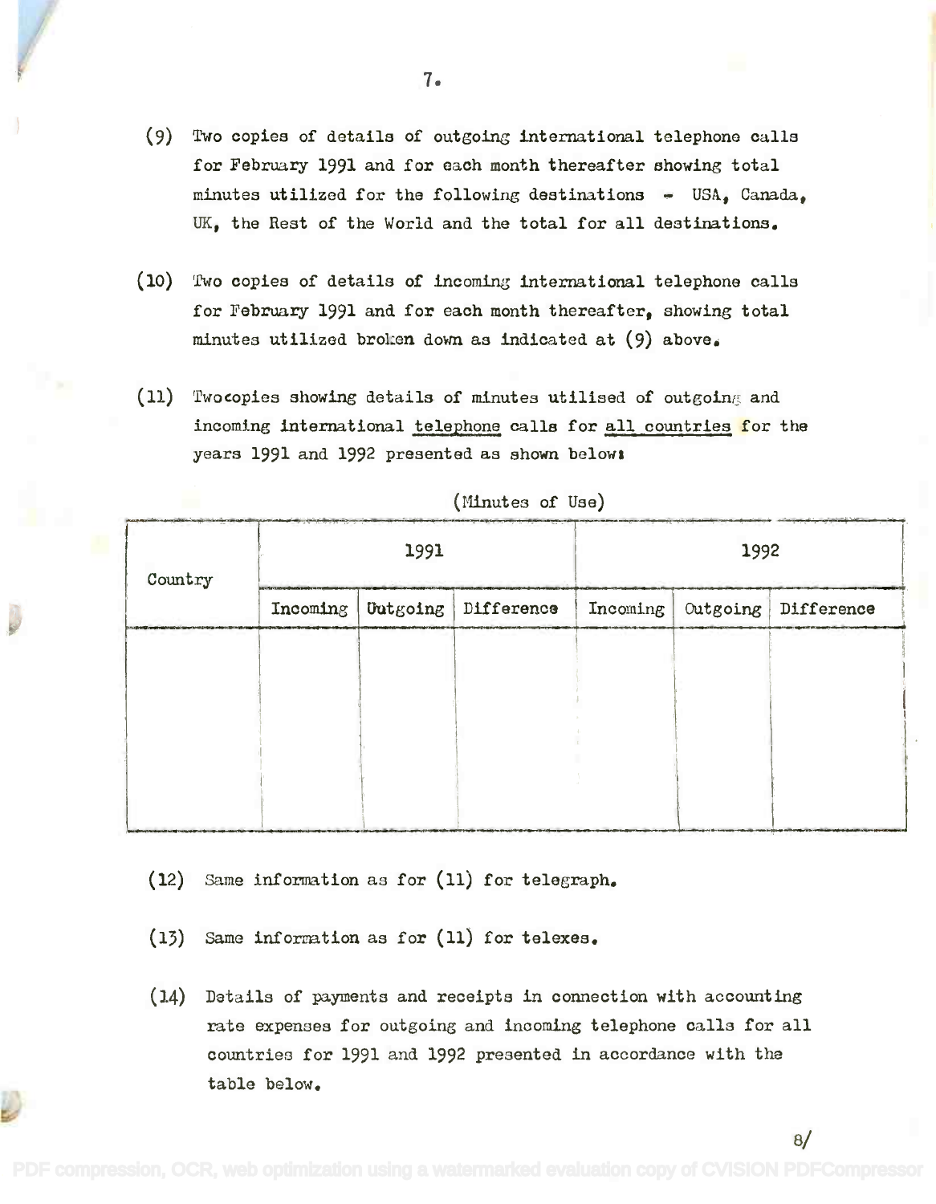(9) Two copies of details of outgoing international telephone calls for February 1991 and for each month thereafter showing total minutes utilized for the following destinations - USA, Canada, UK, the Rest of the World and the total for all destinations.

(10) Two copies of details of incoming international telephone calls for February 1991 and for each month thereafter, showing total minutes utilized broken down as indicated at (9) above.

(11) Twocopies showing details of minutes utilised of outgoing and incoming international telephone calls for all countries for the years 1991 and 1992 presented as shown below:

(Minutes of Use)

| Country | 1991 | | | 1992 | | |
|---|---|---|---|---|---|---|
| | Incoming | Outgoing | Difference | Incoming | Outgoing | Difference |
| | | | | | | |

(12) Same information as for (11) for telegraph.

(13) Same information as for (11) for telexes.

(14) Details of payments and receipts in connection with accounting rate expenses for outgoing and incoming telephone calls for all countries for 1991 and 1992 presented in accordance with the table below.

8/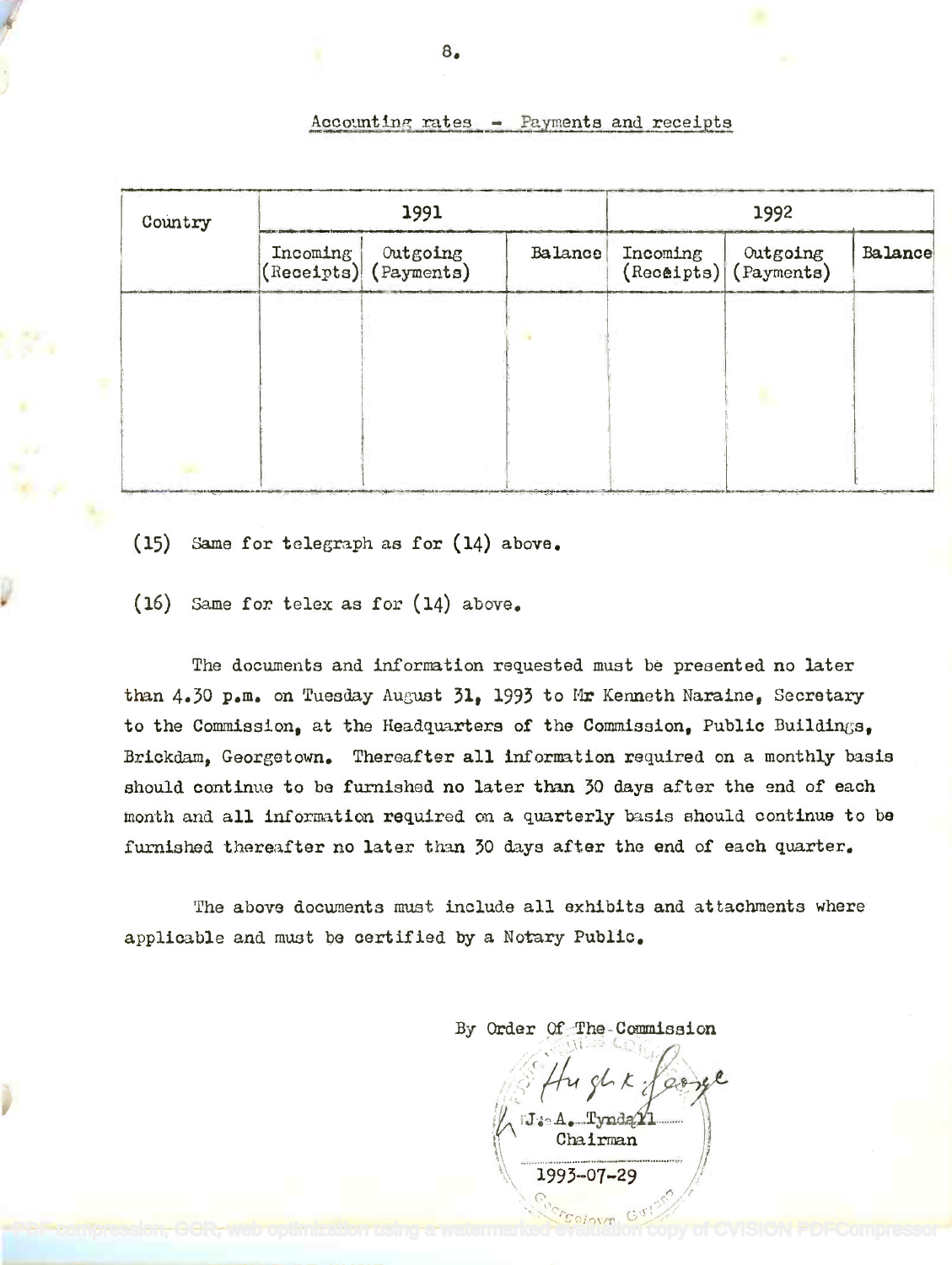Accounting rates - Payments and receipts

| Country | 1991 | | | 1992 | | |
|---|---|---|---|---|---|---|
| | Incoming (Receipts) | Outgoing (Payments) | Balance | Incoming (Receipts) | Outgoing (Payments) | Balance |
| | | | | | | |

(15) Same for telegraph as for (14) above.

(16) Same for telex as for (14) above.

The documents and information requested must be presented no later than 4.30 p.m. on Tuesday August 31, 1993 to Mr Kenneth Naraine, Secretary to the Commission, at the Headquarters of the Commission, Public Buildings, Brickdam, Georgetown. Thereafter all information required on a monthly basis should continue to be furnished no later than 30 days after the end of each month and all information required on a quarterly basis should continue to be furnished thereafter no later than 30 days after the end of each quarter.

The above documents must include all exhibits and attachments where applicable and must be certified by a Notary Public.

By Order Of The Commission

J. A. Tyndall
Chairman

1993-07-29